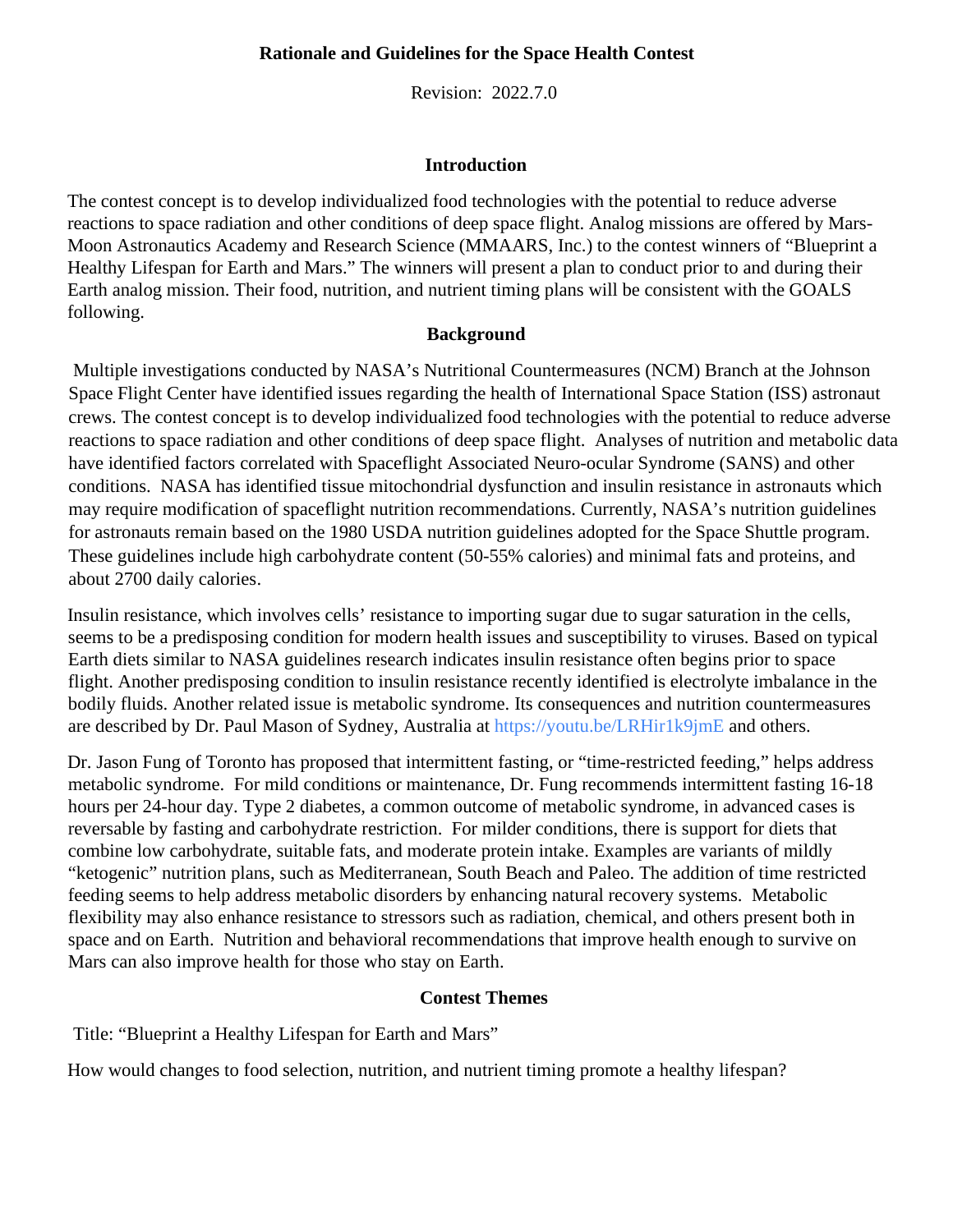# Rationale and Guidelines for the Space Health Contest

Revision: 2022.7.0

## Introduction

The contest concept is to develop individualized food technologies with the potential to reduce adverse reactions to space radiation and other conditions of deep space flight. Analog missions are offered by Mars-Moon Astronautics Academy and Research Science (MMAARS, Inc.) to the contest winners of "Blueprint a Healthy Lifespan for Earth and Mars." The winners will present a plan to conduct prior to and during their Earth analog mission. Their food, nutrition, and nutrient timing plans will be consistent with the GOALS following.

## Background

Multiple investigations conducted by NASA's Nutritional Countermeasures (NCM) Branch at the Johnson Space Flight Center have identified issues regarding the health of International Space Station (ISS) astronaut crews. The contest concept is to develop individualized food technologies with the potential to reduce adverse reactions to space radiation and other conditions of deep space flight. Analyses of nutrition and metabolic data have identified factors correlated with Spaceflight Associated Neuro-ocular Syndrome (SANS) and other conditions. NASA has identified tissue mitochondrial dysfunction and insulin resistance in astronauts which may require modification of spaceflight nutrition recommendations. Currently, NASA's nutrition guidelines for astronauts remain based on the 1980 USDA nutrition guidelines adopted for the Space Shuttle program. These guidelines include high carbohydrate content (50-55% calories) and minimal fats and proteins, and about 2700 daily calories.

Insulin resistance, which involves cells' resistance to importing sugar due to sugar saturation in the cells, seems to be a predisposing condition for modern health issues and susceptibility to viruses. Based on typical Earth diets similar to NASA guidelines research indicates insulin resistance often begins prior to space flight. Another predisposing condition to insulin resistance recently identified is electrolyte imbalance in the bodily fluids. Another related issue is metabolic syndrome. Its consequences and nutrition countermeasures are described by Dr. Paul Mason of Sydney, Australia at https://youtu.be/LRHir1k9jmE and others.

Dr. Jason Fung of Toronto has proposed that intermittent fasting, or "time-restricted feeding," helps address metabolic syndrome. For mild conditions or maintenance, Dr. Fung recommends intermittent fasting 16-18 hours per 24-hour day. Type 2 diabetes, a common outcome of metabolic syndrome, in advanced cases is reversable by fasting and carbohydrate restriction. For milder conditions, there is support for diets that combine low carbohydrate, suitable fats, and moderate protein intake. Examples are variants of mildly "ketogenic" nutrition plans, such as Mediterranean, South Beach and Paleo. The addition of time restricted feeding seems to help address metabolic disorders by enhancing natural recovery systems. Metabolic flexibility may also enhance resistance to stressors such as radiation, chemical, and others present both in space and on Earth. Nutrition and behavioral recommendations that improve health enough to survive on Mars can also improve health for those who stay on Earth.

## Contest Themes

Title: "Blueprint a Healthy Lifespan for Earth and Mars"

How would changes to food selection, nutrition, and nutrient timing promote a healthy lifespan?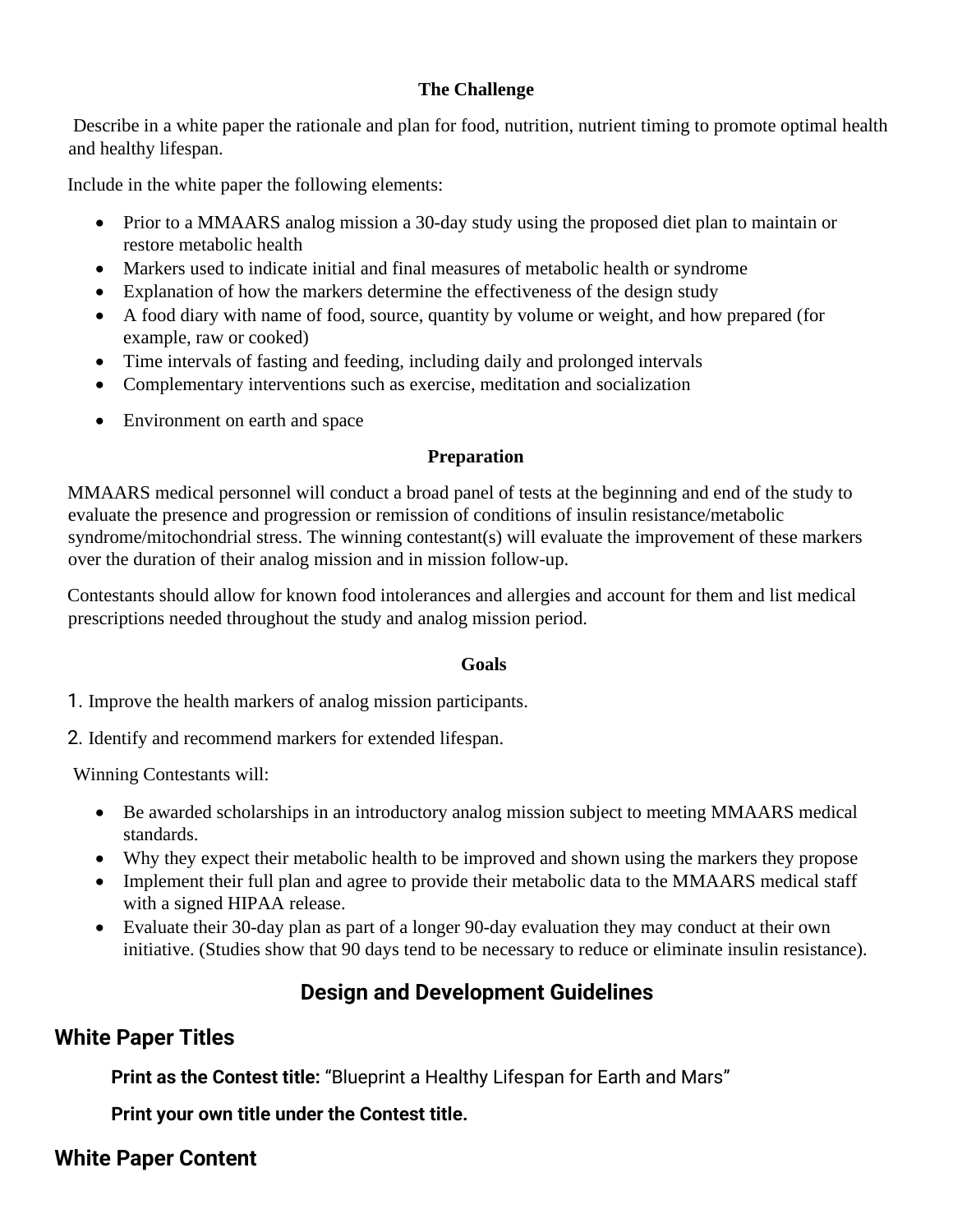**The Challenge**

Describe in a white paper the rationale and plan for food, nutrition, nutrient timing to promote optimal health and healthy lifespan.

Include in the white paper the following elements:

- Prior to a MMAARS analog mission a 30-day study using the proposed diet plan to maintain or restore metabolic health
- Markers used to indicate initial and final measures of metabolic health or syndrome
- Explanation of how the markers determine the effectiveness of the design study
- A food diary with name of food, source, quantity by volume or weight, and how prepared (for example, raw or cooked)
- Time intervals of fasting and feeding, including daily and prolonged intervals
- Complementary interventions such as exercise, meditation and socialization
- Environment on earth and space

**Preparation**

MMAARS medical personnel will conduct a broad panel of tests at the beginning and end of the study to evaluate the presence and progression or remission of conditions of insulin resistance/metabolic syndrome/mitochondrial stress. The winning contestant(s) will evaluate the improvement of these markers over the duration of their analog mission and in mission follow-up.

Contestants should allow for known food intolerances and allergies and account for them and list medical prescriptions needed throughout the study and analog mission period.

**Goals**

1. Improve the health markers of analog mission participants.
2. Identify and recommend markers for extended lifespan.

Winning Contestants will:

- Be awarded scholarships in an introductory analog mission subject to meeting MMAARS medical standards.
- Why they expect their metabolic health to be improved and shown using the markers they propose
- Implement their full plan and agree to provide their metabolic data to the MMAARS medical staff with a signed HIPAA release.
- Evaluate their 30-day plan as part of a longer 90-day evaluation they may conduct at their own initiative. (Studies show that 90 days tend to be necessary to reduce or eliminate insulin resistance).

## Design and Development Guidelines

### White Paper Titles

**Print as the Contest title:** "Blueprint a Healthy Lifespan for Earth and Mars"

**Print your own title under the Contest title.**

### White Paper Content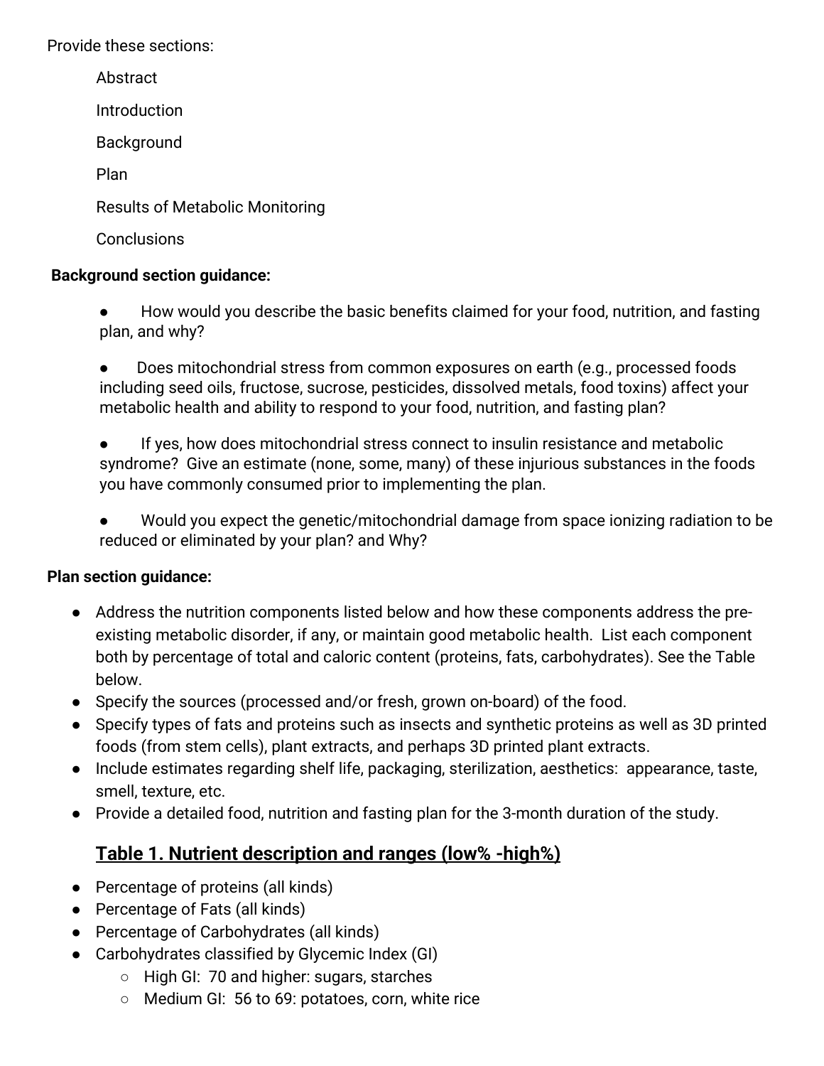Provide these sections:

Abstract

Introduction

Background

Plan

Results of Metabolic Monitoring

Conclusions

**Background section guidance:**

- How would you describe the basic benefits claimed for your food, nutrition, and fasting plan, and why?
- Does mitochondrial stress from common exposures on earth (e.g., processed foods including seed oils, fructose, sucrose, pesticides, dissolved metals, food toxins) affect your metabolic health and ability to respond to your food, nutrition, and fasting plan?
- If yes, how does mitochondrial stress connect to insulin resistance and metabolic syndrome? Give an estimate (none, some, many) of these injurious substances in the foods you have commonly consumed prior to implementing the plan.
- Would you expect the genetic/mitochondrial damage from space ionizing radiation to be reduced or eliminated by your plan? and Why?

**Plan section guidance:**

- Address the nutrition components listed below and how these components address the pre-existing metabolic disorder, if any, or maintain good metabolic health. List each component both by percentage of total and caloric content (proteins, fats, carbohydrates). See the Table below.
- Specify the sources (processed and/or fresh, grown on-board) of the food.
- Specify types of fats and proteins such as insects and synthetic proteins as well as 3D printed foods (from stem cells), plant extracts, and perhaps 3D printed plant extracts.
- Include estimates regarding shelf life, packaging, sterilization, aesthetics: appearance, taste, smell, texture, etc.
- Provide a detailed food, nutrition and fasting plan for the 3-month duration of the study.

## Table 1. Nutrient description and ranges (low% -high%)

- Percentage of proteins (all kinds)
- Percentage of Fats (all kinds)
- Percentage of Carbohydrates (all kinds)
- Carbohydrates classified by Glycemic Index (GI)
  - High GI: 70 and higher: sugars, starches
  - Medium GI: 56 to 69: potatoes, corn, white rice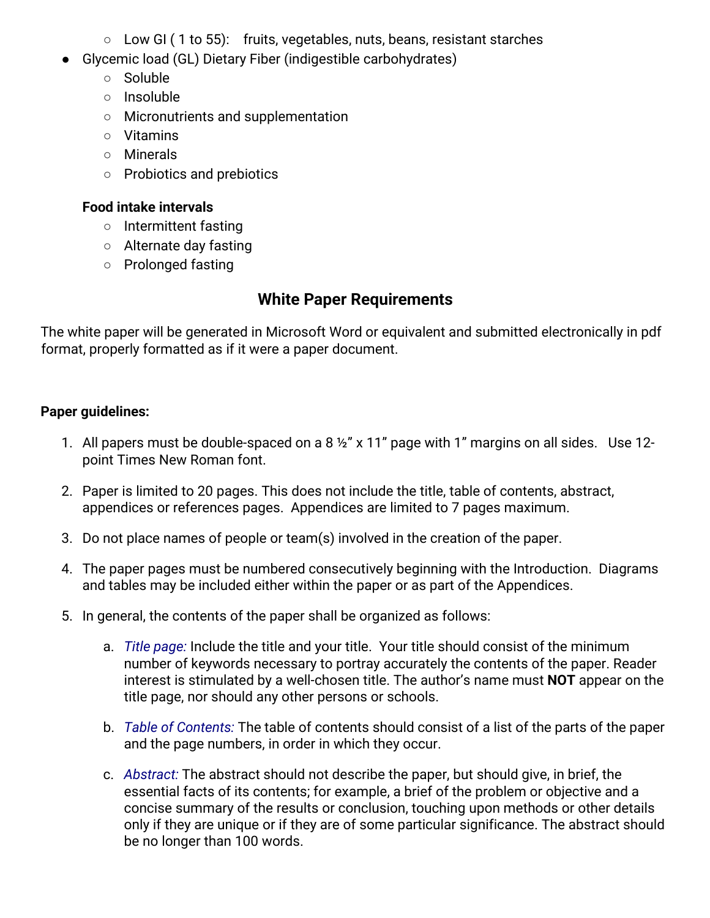- Low GI ( 1 to 55): fruits, vegetables, nuts, beans, resistant starches
- Glycemic load (GL) Dietary Fiber (indigestible carbohydrates)
    - Soluble
    - Insoluble
    - Micronutrients and supplementation
    - Vitamins
    - Minerals
    - Probiotics and prebiotics

**Food intake intervals**

- Intermittent fasting
- Alternate day fasting
- Prolonged fasting

## White Paper Requirements

The white paper will be generated in Microsoft Word or equivalent and submitted electronically in pdf format, properly formatted as if it were a paper document.

**Paper guidelines:**

1. All papers must be double-spaced on a 8 ½" x 11" page with 1" margins on all sides. Use 12-point Times New Roman font.
2. Paper is limited to 20 pages. This does not include the title, table of contents, abstract, appendices or references pages. Appendices are limited to 7 pages maximum.
3. Do not place names of people or team(s) involved in the creation of the paper.
4. The paper pages must be numbered consecutively beginning with the Introduction. Diagrams and tables may be included either within the paper or as part of the Appendices.
5. In general, the contents of the paper shall be organized as follows:
    a. *Title page:* Include the title and your title. Your title should consist of the minimum number of keywords necessary to portray accurately the contents of the paper. Reader interest is stimulated by a well-chosen title. The author's name must **NOT** appear on the title page, nor should any other persons or schools.
    b. *Table of Contents:* The table of contents should consist of a list of the parts of the paper and the page numbers, in order in which they occur.
    c. *Abstract:* The abstract should not describe the paper, but should give, in brief, the essential facts of its contents; for example, a brief of the problem or objective and a concise summary of the results or conclusion, touching upon methods or other details only if they are unique or if they are of some particular significance. The abstract should be no longer than 100 words.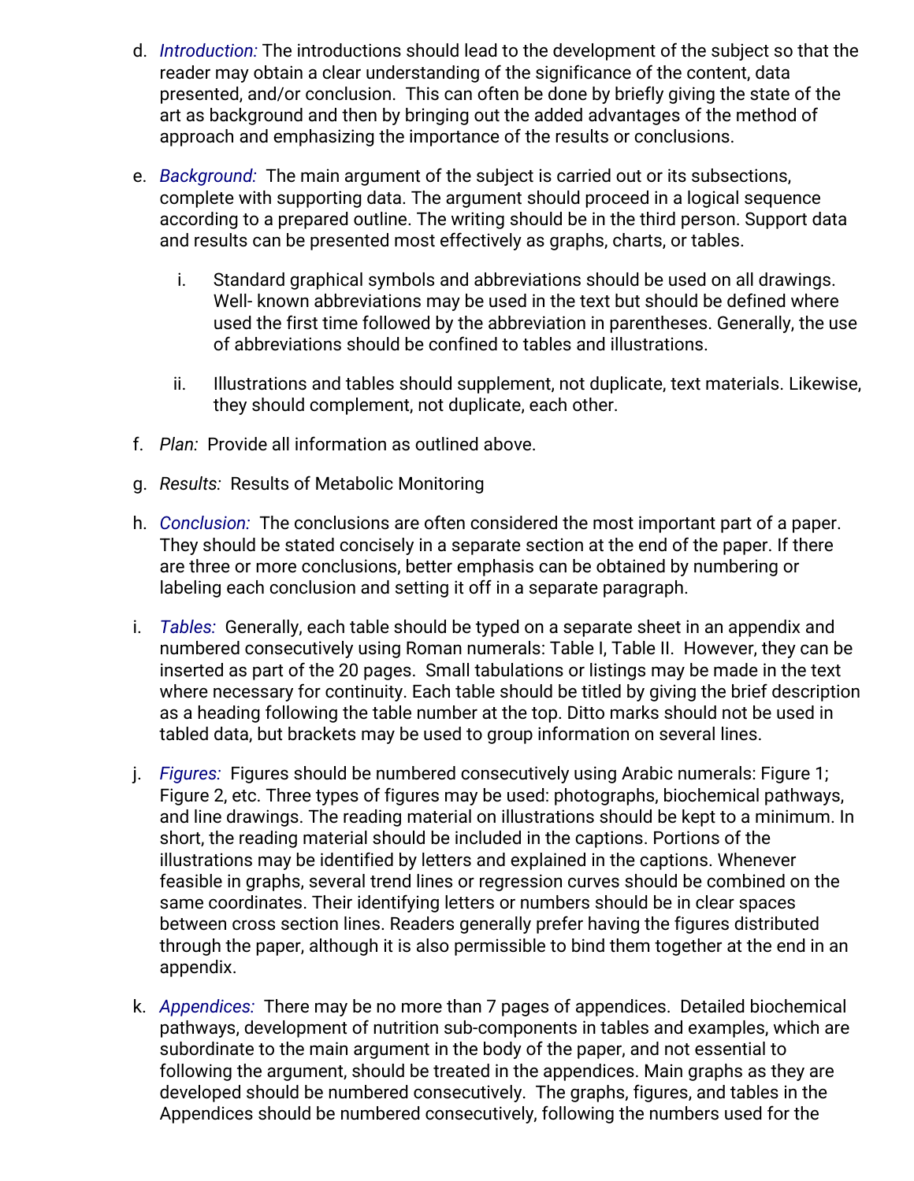d. *Introduction:* The introductions should lead to the development of the subject so that the reader may obtain a clear understanding of the significance of the content, data presented, and/or conclusion. This can often be done by briefly giving the state of the art as background and then by bringing out the added advantages of the method of approach and emphasizing the importance of the results or conclusions.

e. *Background:* The main argument of the subject is carried out or its subsections, complete with supporting data. The argument should proceed in a logical sequence according to a prepared outline. The writing should be in the third person. Support data and results can be presented most effectively as graphs, charts, or tables.

   i. Standard graphical symbols and abbreviations should be used on all drawings. Well- known abbreviations may be used in the text but should be defined where used the first time followed by the abbreviation in parentheses. Generally, the use of abbreviations should be confined to tables and illustrations.

   ii. Illustrations and tables should supplement, not duplicate, text materials. Likewise, they should complement, not duplicate, each other.

f. *Plan:* Provide all information as outlined above.

g. *Results:* Results of Metabolic Monitoring

h. *Conclusion:* The conclusions are often considered the most important part of a paper. They should be stated concisely in a separate section at the end of the paper. If there are three or more conclusions, better emphasis can be obtained by numbering or labeling each conclusion and setting it off in a separate paragraph.

i. *Tables:* Generally, each table should be typed on a separate sheet in an appendix and numbered consecutively using Roman numerals: Table I, Table II. However, they can be inserted as part of the 20 pages. Small tabulations or listings may be made in the text where necessary for continuity. Each table should be titled by giving the brief description as a heading following the table number at the top. Ditto marks should not be used in tabled data, but brackets may be used to group information on several lines.

j. *Figures:* Figures should be numbered consecutively using Arabic numerals: Figure 1; Figure 2, etc. Three types of figures may be used: photographs, biochemical pathways, and line drawings. The reading material on illustrations should be kept to a minimum. In short, the reading material should be included in the captions. Portions of the illustrations may be identified by letters and explained in the captions. Whenever feasible in graphs, several trend lines or regression curves should be combined on the same coordinates. Their identifying letters or numbers should be in clear spaces between cross section lines. Readers generally prefer having the figures distributed through the paper, although it is also permissible to bind them together at the end in an appendix.

k. *Appendices:* There may be no more than 7 pages of appendices. Detailed biochemical pathways, development of nutrition sub-components in tables and examples, which are subordinate to the main argument in the body of the paper, and not essential to following the argument, should be treated in the appendices. Main graphs as they are developed should be numbered consecutively. The graphs, figures, and tables in the Appendices should be numbered consecutively, following the numbers used for the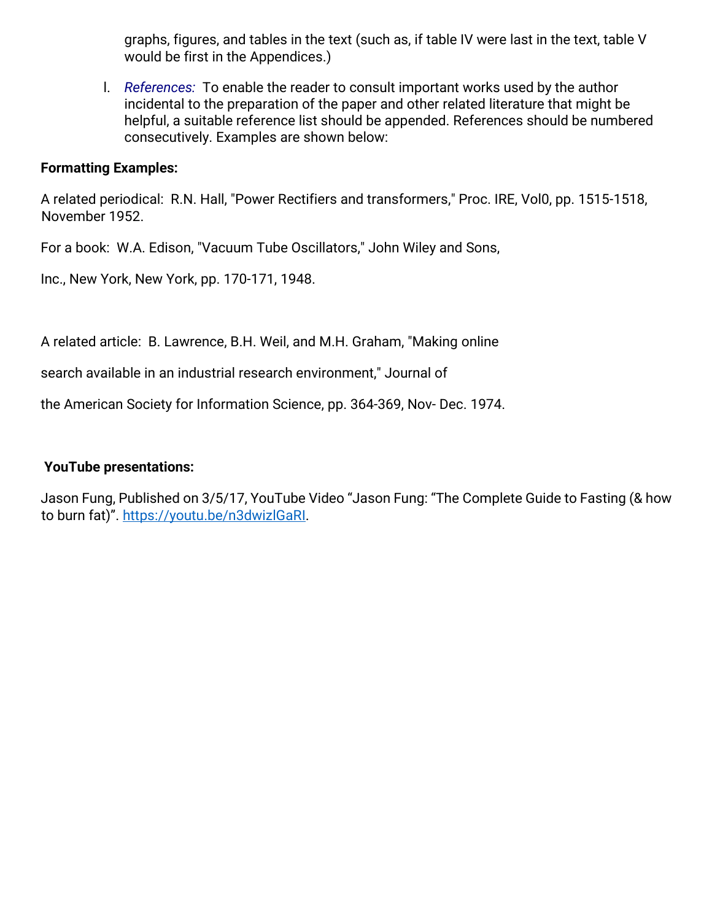graphs, figures, and tables in the text (such as, if table IV were last in the text, table V would be first in the Appendices.)

l. *References:* To enable the reader to consult important works used by the author incidental to the preparation of the paper and other related literature that might be helpful, a suitable reference list should be appended. References should be numbered consecutively. Examples are shown below:

**Formatting Examples:**

A related periodical: R.N. Hall, "Power Rectifiers and transformers," Proc. IRE, Vol0, pp. 1515-1518, November 1952.

For a book: W.A. Edison, "Vacuum Tube Oscillators," John Wiley and Sons,

Inc., New York, New York, pp. 170-171, 1948.

A related article: B. Lawrence, B.H. Weil, and M.H. Graham, "Making online

search available in an industrial research environment," Journal of

the American Society for Information Science, pp. 364-369, Nov- Dec. 1974.

**YouTube presentations:**

Jason Fung, Published on 3/5/17, YouTube Video "Jason Fung: "The Complete Guide to Fasting (& how to burn fat)". https://youtu.be/n3dwizlGaRI.